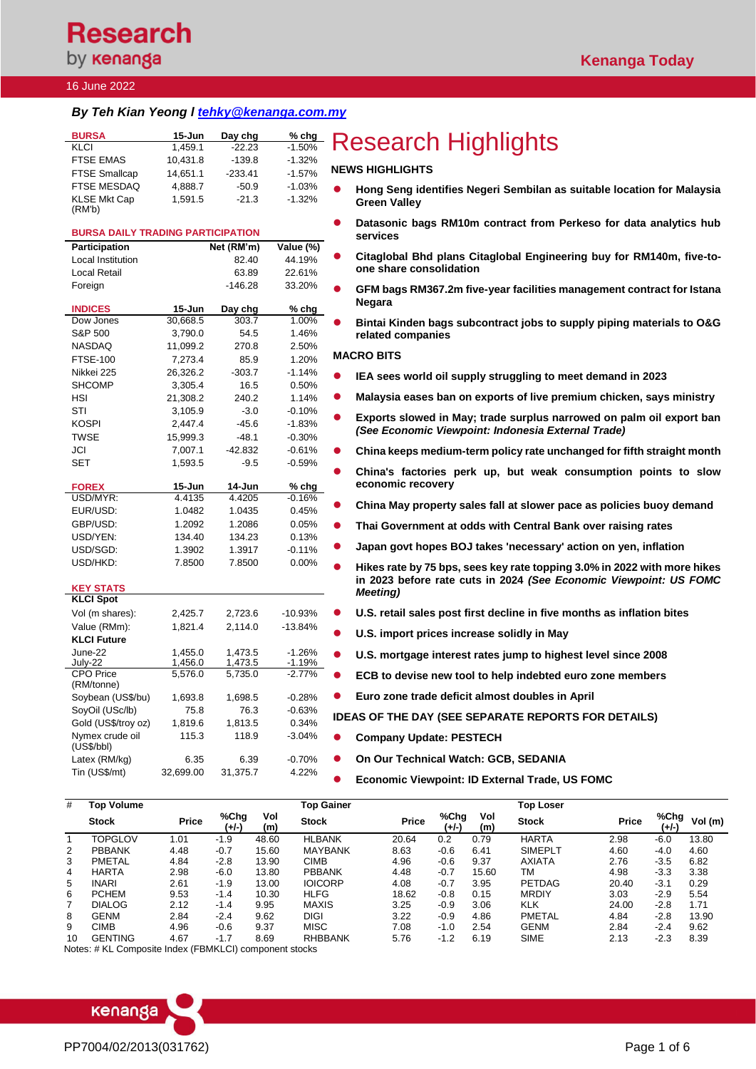# Research by kenanga

Kenanga Today

16 June 2022

***By Teh Kian Yeong I tehky@kenanga.com.my***

| BURSA | 15-Jun | Day chg | % chg |
|---|---|---|---|
| KLCI | 1,459.1 | -22.23 | -1.50% |
| FTSE EMAS | 10,431.8 | -139.8 | -1.32% |
| FTSE Smallcap | 14,651.1 | -233.41 | -1.57% |
| FTSE MESDAQ | 4,888.7 | -50.9 | -1.03% |
| KLSE Mkt Cap (RM'b) | 1,591.5 | -21.3 | -1.32% |

| BURSA DAILY TRADING PARTICIPATION | | |
|---|---|---|
| **Participation** | **Net (RM'm)** | **Value (%)** |
| Local Institution | 82.40 | 44.19% |
| Local Retail | 63.89 | 22.61% |
| Foreign | -146.28 | 33.20% |

| INDICES | 15-Jun | Day chg | % chg |
|---|---|---|---|
| Dow Jones | 30,668.5 | 303.7 | 1.00% |
| S&P 500 | 3,790.0 | 54.5 | 1.46% |
| NASDAQ | 11,099.2 | 270.8 | 2.50% |
| FTSE-100 | 7,273.4 | 85.9 | 1.20% |
| Nikkei 225 | 26,326.2 | -303.7 | -1.14% |
| SHCOMP | 3,305.4 | 16.5 | 0.50% |
| HSI | 21,308.2 | 240.2 | 1.14% |
| STI | 3,105.9 | -3.0 | -0.10% |
| KOSPI | 2,447.4 | -45.6 | -1.83% |
| TWSE | 15,999.3 | -48.1 | -0.30% |
| JCI | 7,007.1 | -42.832 | -0.61% |
| SET | 1,593.5 | -9.5 | -0.59% |

| FOREX | 15-Jun | 14-Jun | % chg |
|---|---|---|---|
| USD/MYR: | 4.4135 | 4.4205 | -0.16% |
| EUR/USD: | 1.0482 | 1.0435 | 0.45% |
| GBP/USD: | 1.2092 | 1.2086 | 0.05% |
| USD/YEN: | 134.40 | 134.23 | 0.13% |
| USD/SGD: | 1.3902 | 1.3917 | -0.11% |
| USD/HKD: | 7.8500 | 7.8500 | 0.00% |

| KEY STATS | | | |
|---|---|---|---|
| **KLCI Spot** | | | |
| Vol (m shares): | 2,425.7 | 2,723.6 | -10.93% |
| Value (RMm): | 1,821.4 | 2,114.0 | -13.84% |
| **KLCI Future** | | | |
| June-22 | 1,455.0 | 1,473.5 | -1.26% |
| July-22 | 1,456.0 | 1,473.5 | -1.19% |
| CPO Price (RM/tonne) | 5,576.0 | 5,735.0 | -2.77% |
| Soybean (US$/bu) | 1,693.8 | 1,698.5 | -0.28% |
| SoyOil (USc/lb) | 75.8 | 76.3 | -0.63% |
| Gold (US$/troy oz) | 1,819.6 | 1,813.5 | 0.34% |
| Nymex crude oil (US$/bbl) | 115.3 | 118.9 | -3.04% |
| Latex (RM/kg) | 6.35 | 6.39 | -0.70% |
| Tin (US$/mt) | 32,699.00 | 31,375.7 | 4.22% |

# Research Highlights

## NEWS HIGHLIGHTS

- **Hong Seng identifies Negeri Sembilan as suitable location for Malaysia Green Valley**
- **Datasonic bags RM10m contract from Perkeso for data analytics hub services**
- **Citaglobal Bhd plans Citaglobal Engineering buy for RM140m, five-to-one share consolidation**
- **GFM bags RM367.2m five-year facilities management contract for Istana Negara**
- **Bintai Kinden bags subcontract jobs to supply piping materials to O&G related companies**

## MACRO BITS

- **IEA sees world oil supply struggling to meet demand in 2023**
- **Malaysia eases ban on exports of live premium chicken, says ministry**
- **Exports slowed in May; trade surplus narrowed on palm oil export ban *(See Economic Viewpoint: Indonesia External Trade)***
- **China keeps medium-term policy rate unchanged for fifth straight month**
- **China's factories perk up, but weak consumption points to slow economic recovery**
- **China May property sales fall at slower pace as policies buoy demand**
- **Thai Government at odds with Central Bank over raising rates**
- **Japan govt hopes BOJ takes 'necessary' action on yen, inflation**
- **Hikes rate by 75 bps, sees key rate topping 3.0% in 2022 with more hikes in 2023 before rate cuts in 2024 *(See Economic Viewpoint: US FOMC Meeting)***
- **U.S. retail sales post first decline in five months as inflation bites**
- **U.S. import prices increase solidly in May**
- **U.S. mortgage interest rates jump to highest level since 2008**
- **ECB to devise new tool to help indebted euro zone members**
- **Euro zone trade deficit almost doubles in April**

## IDEAS OF THE DAY (SEE SEPARATE REPORTS FOR DETAILS)

- **Company Update: PESTECH**
- **On Our Technical Watch: GCB, SEDANIA**
- **Economic Viewpoint: ID External Trade, US FOMC**

| # | Top Volume | | | | Top Gainer | | | | Top Loser | | | |
|---|---|---|---|---|---|---|---|---|---|---|---|---|
| | **Stock** | **Price** | **%Chg (+/-)** | **Vol (m)** | **Stock** | **Price** | **%Chg (+/-)** | **Vol (m)** | **Stock** | **Price** | **%Chg (+/-)** | **Vol (m)** |
| 1 | TOPGLOV | 1.01 | -1.9 | 48.60 | HLBANK | 20.64 | 0.2 | 0.79 | HARTA | 2.98 | -6.0 | 13.80 |
| 2 | PBBANK | 4.48 | -0.7 | 15.60 | MAYBANK | 8.63 | -0.6 | 6.41 | SIMEPLT | 4.60 | -4.0 | 4.60 |
| 3 | PMETAL | 4.84 | -2.8 | 13.90 | CIMB | 4.96 | -0.6 | 9.37 | AXIATA | 2.76 | -3.5 | 6.82 |
| 4 | HARTA | 2.98 | -6.0 | 13.80 | PBBANK | 4.48 | -0.7 | 15.60 | TM | 4.98 | -3.3 | 3.38 |
| 5 | INARI | 2.61 | -1.9 | 13.00 | IOICORP | 4.08 | -0.7 | 3.95 | PETDAG | 20.40 | -3.1 | 0.29 |
| 6 | PCHEM | 9.53 | -1.4 | 10.30 | HLFG | 18.62 | -0.8 | 0.15 | MRDIY | 3.03 | -2.9 | 5.54 |
| 7 | DIALOG | 2.12 | -1.4 | 9.95 | MAXIS | 3.25 | -0.9 | 3.06 | KLK | 24.00 | -2.8 | 1.71 |
| 8 | GENM | 2.84 | -2.4 | 9.62 | DIGI | 3.22 | -0.9 | 4.86 | PMETAL | 4.84 | -2.8 | 13.90 |
| 9 | CIMB | 4.96 | -0.6 | 9.37 | MISC | 7.08 | -1.0 | 2.54 | GENM | 2.84 | -2.4 | 9.62 |
| 10 | GENTING | 4.67 | -1.7 | 8.69 | RHBBANK | 5.76 | -1.2 | 6.19 | SIME | 2.13 | -2.3 | 8.39 |

Notes: # KL Composite Index (FBMKLCI) component stocks

PP7004/02/2013(031762)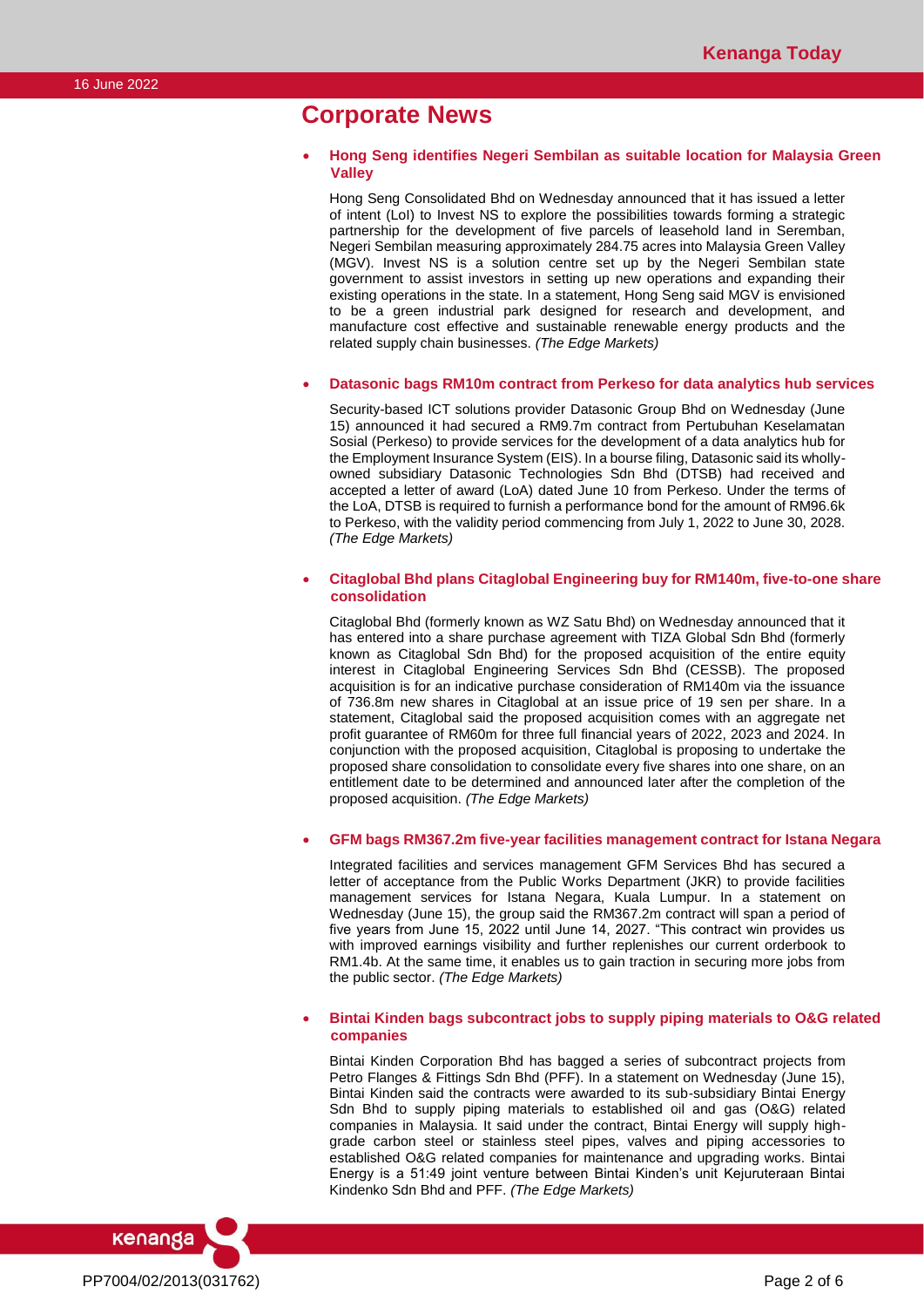# Corporate News

- **Hong Seng identifies Negeri Sembilan as suitable location for Malaysia Green Valley**

  Hong Seng Consolidated Bhd on Wednesday announced that it has issued a letter of intent (LoI) to Invest NS to explore the possibilities towards forming a strategic partnership for the development of five parcels of leasehold land in Seremban, Negeri Sembilan measuring approximately 284.75 acres into Malaysia Green Valley (MGV). Invest NS is a solution centre set up by the Negeri Sembilan state government to assist investors in setting up new operations and expanding their existing operations in the state. In a statement, Hong Seng said MGV is envisioned to be a green industrial park designed for research and development, and manufacture cost effective and sustainable renewable energy products and the related supply chain businesses. *(The Edge Markets)*

- **Datasonic bags RM10m contract from Perkeso for data analytics hub services**

  Security-based ICT solutions provider Datasonic Group Bhd on Wednesday (June 15) announced it had secured a RM9.7m contract from Pertubuhan Keselamatan Sosial (Perkeso) to provide services for the development of a data analytics hub for the Employment Insurance System (EIS). In a bourse filing, Datasonic said its wholly-owned subsidiary Datasonic Technologies Sdn Bhd (DTSB) had received and accepted a letter of award (LoA) dated June 10 from Perkeso. Under the terms of the LoA, DTSB is required to furnish a performance bond for the amount of RM96.6k to Perkeso, with the validity period commencing from July 1, 2022 to June 30, 2028. *(The Edge Markets)*

- **Citaglobal Bhd plans Citaglobal Engineering buy for RM140m, five-to-one share consolidation**

  Citaglobal Bhd (formerly known as WZ Satu Bhd) on Wednesday announced that it has entered into a share purchase agreement with TIZA Global Sdn Bhd (formerly known as Citaglobal Sdn Bhd) for the proposed acquisition of the entire equity interest in Citaglobal Engineering Services Sdn Bhd (CESSB). The proposed acquisition is for an indicative purchase consideration of RM140m via the issuance of 736.8m new shares in Citaglobal at an issue price of 19 sen per share. In a statement, Citaglobal said the proposed acquisition comes with an aggregate net profit guarantee of RM60m for three full financial years of 2022, 2023 and 2024. In conjunction with the proposed acquisition, Citaglobal is proposing to undertake the proposed share consolidation to consolidate every five shares into one share, on an entitlement date to be determined and announced later after the completion of the proposed acquisition. *(The Edge Markets)*

- **GFM bags RM367.2m five-year facilities management contract for Istana Negara**

  Integrated facilities and services management GFM Services Bhd has secured a letter of acceptance from the Public Works Department (JKR) to provide facilities management services for Istana Negara, Kuala Lumpur. In a statement on Wednesday (June 15), the group said the RM367.2m contract will span a period of five years from June 15, 2022 until June 14, 2027. "This contract win provides us with improved earnings visibility and further replenishes our current orderbook to RM1.4b. At the same time, it enables us to gain traction in securing more jobs from the public sector. *(The Edge Markets)*

- **Bintai Kinden bags subcontract jobs to supply piping materials to O&G related companies**

  Bintai Kinden Corporation Bhd has bagged a series of subcontract projects from Petro Flanges & Fittings Sdn Bhd (PFF). In a statement on Wednesday (June 15), Bintai Kinden said the contracts were awarded to its sub-subsidiary Bintai Energy Sdn Bhd to supply piping materials to established oil and gas (O&G) related companies in Malaysia. It said under the contract, Bintai Energy will supply high-grade carbon steel or stainless steel pipes, valves and piping accessories to established O&G related companies for maintenance and upgrading works. Bintai Energy is a 51:49 joint venture between Bintai Kinden's unit Kejuruteraan Bintai Kindenko Sdn Bhd and PFF. *(The Edge Markets)*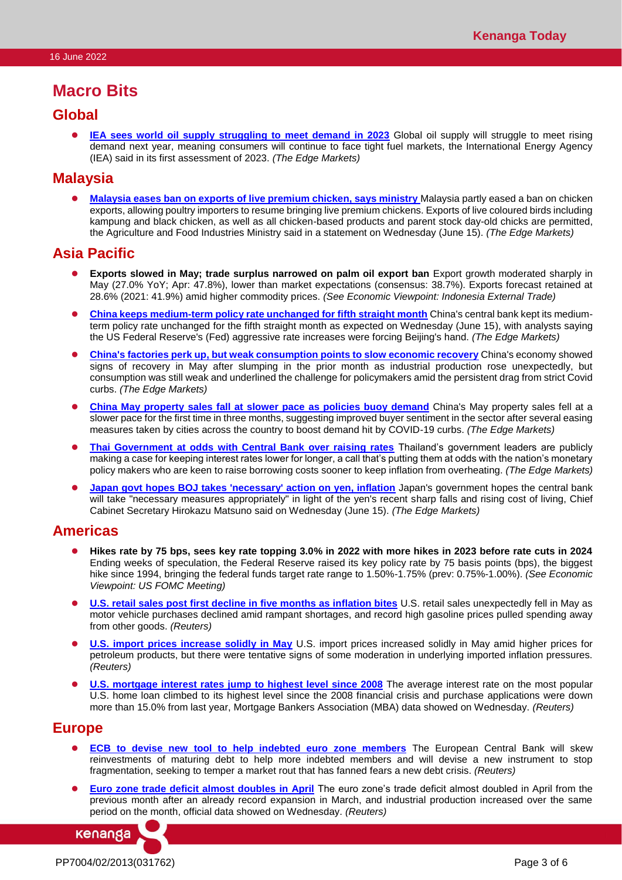# Macro Bits

## Global

- **IEA sees world oil supply struggling to meet demand in 2023** Global oil supply will struggle to meet rising demand next year, meaning consumers will continue to face tight fuel markets, the International Energy Agency (IEA) said in its first assessment of 2023. *(The Edge Markets)*

## Malaysia

- **Malaysia eases ban on exports of live premium chicken, says ministry** Malaysia partly eased a ban on chicken exports, allowing poultry importers to resume bringing live premium chickens. Exports of live coloured birds including kampung and black chicken, as well as all chicken-based products and parent stock day-old chicks are permitted, the Agriculture and Food Industries Ministry said in a statement on Wednesday (June 15). *(The Edge Markets)*

## Asia Pacific

- **Exports slowed in May; trade surplus narrowed on palm oil export ban** Export growth moderated sharply in May (27.0% YoY; Apr: 47.8%), lower than market expectations (consensus: 38.7%). Exports forecast retained at 28.6% (2021: 41.9%) amid higher commodity prices. *(See Economic Viewpoint: Indonesia External Trade)*
- **China keeps medium-term policy rate unchanged for fifth straight month** China's central bank kept its medium-term policy rate unchanged for the fifth straight month as expected on Wednesday (June 15), with analysts saying the US Federal Reserve's (Fed) aggressive rate increases were forcing Beijing's hand. *(The Edge Markets)*
- **China's factories perk up, but weak consumption points to slow economic recovery** China's economy showed signs of recovery in May after slumping in the prior month as industrial production rose unexpectedly, but consumption was still weak and underlined the challenge for policymakers amid the persistent drag from strict Covid curbs. *(The Edge Markets)*
- **China May property sales fall at slower pace as policies buoy demand** China's May property sales fell at a slower pace for the first time in three months, suggesting improved buyer sentiment in the sector after several easing measures taken by cities across the country to boost demand hit by COVID-19 curbs. *(The Edge Markets)*
- **Thai Government at odds with Central Bank over raising rates** Thailand's government leaders are publicly making a case for keeping interest rates lower for longer, a call that's putting them at odds with the nation's monetary policy makers who are keen to raise borrowing costs sooner to keep inflation from overheating. *(The Edge Markets)*
- **Japan govt hopes BOJ takes 'necessary' action on yen, inflation** Japan's government hopes the central bank will take "necessary measures appropriately" in light of the yen's recent sharp falls and rising cost of living, Chief Cabinet Secretary Hirokazu Matsuno said on Wednesday (June 15). *(The Edge Markets)*

## Americas

- **Hikes rate by 75 bps, sees key rate topping 3.0% in 2022 with more hikes in 2023 before rate cuts in 2024** Ending weeks of speculation, the Federal Reserve raised its key policy rate by 75 basis points (bps), the biggest hike since 1994, bringing the federal funds target rate range to 1.50%-1.75% (prev: 0.75%-1.00%). *(See Economic Viewpoint: US FOMC Meeting)*
- **U.S. retail sales post first decline in five months as inflation bites** U.S. retail sales unexpectedly fell in May as motor vehicle purchases declined amid rampant shortages, and record high gasoline prices pulled spending away from other goods. *(Reuters)*
- **U.S. import prices increase solidly in May** U.S. import prices increased solidly in May amid higher prices for petroleum products, but there were tentative signs of some moderation in underlying imported inflation pressures. *(Reuters)*
- **U.S. mortgage interest rates jump to highest level since 2008** The average interest rate on the most popular U.S. home loan climbed to its highest level since the 2008 financial crisis and purchase applications were down more than 15.0% from last year, Mortgage Bankers Association (MBA) data showed on Wednesday. *(Reuters)*

## Europe

- **ECB to devise new tool to help indebted euro zone members** The European Central Bank will skew reinvestments of maturing debt to help more indebted members and will devise a new instrument to stop fragmentation, seeking to temper a market rout that has fanned fears a new debt crisis. *(Reuters)*
- **Euro zone trade deficit almost doubles in April** The euro zone's trade deficit almost doubled in April from the previous month after an already record expansion in March, and industrial production increased over the same period on the month, official data showed on Wednesday. *(Reuters)*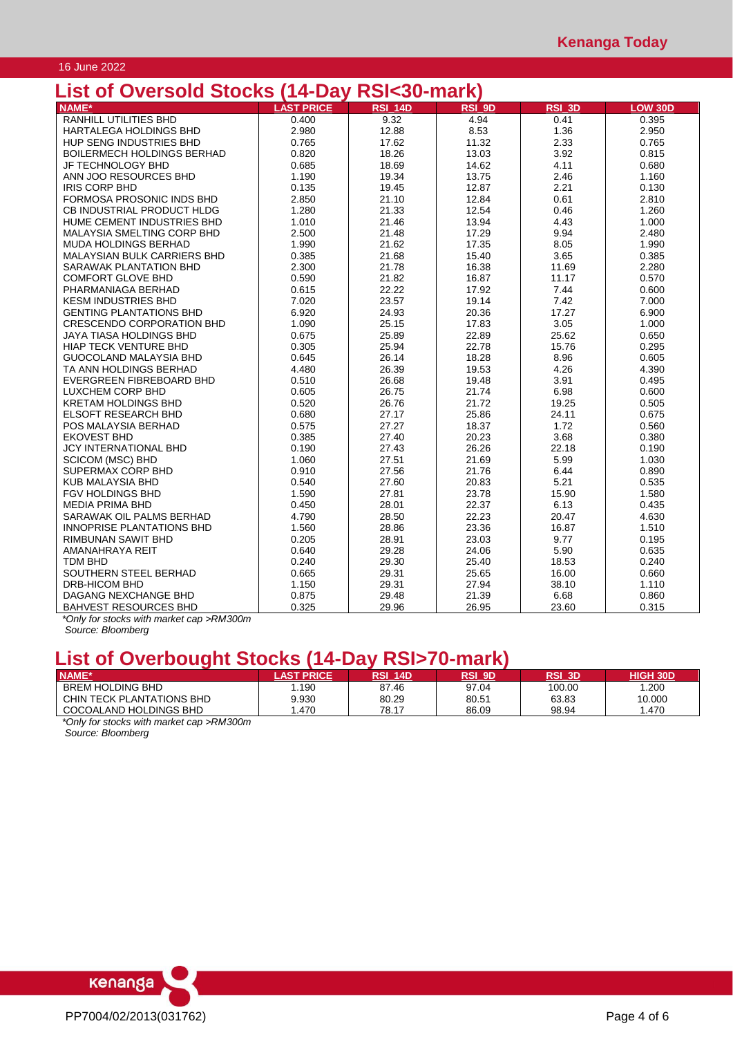16 June 2022

## List of Oversold Stocks (14-Day RSI<30-mark)

| NAME* | LAST PRICE | RSI_14D | RSI_9D | RSI_3D | LOW 30D |
|---|---|---|---|---|---|
| RANHILL UTILITIES BHD | 0.400 | 9.32 | 4.94 | 0.41 | 0.395 |
| HARTALEGA HOLDINGS BHD | 2.980 | 12.88 | 8.53 | 1.36 | 2.950 |
| HUP SENG INDUSTRIES BHD | 0.765 | 17.62 | 11.32 | 2.33 | 0.765 |
| BOILERMECH HOLDINGS BERHAD | 0.820 | 18.26 | 13.03 | 3.92 | 0.815 |
| JF TECHNOLOGY BHD | 0.685 | 18.69 | 14.62 | 4.11 | 0.680 |
| ANN JOO RESOURCES BHD | 1.190 | 19.34 | 13.75 | 2.46 | 1.160 |
| IRIS CORP BHD | 0.135 | 19.45 | 12.87 | 2.21 | 0.130 |
| FORMOSA PROSONIC INDS BHD | 2.850 | 21.10 | 12.84 | 0.61 | 2.810 |
| CB INDUSTRIAL PRODUCT HLDG | 1.280 | 21.33 | 12.54 | 0.46 | 1.260 |
| HUME CEMENT INDUSTRIES BHD | 1.010 | 21.46 | 13.94 | 4.43 | 1.000 |
| MALAYSIA SMELTING CORP BHD | 2.500 | 21.48 | 17.29 | 9.94 | 2.480 |
| MUDA HOLDINGS BERHAD | 1.990 | 21.62 | 17.35 | 8.05 | 1.990 |
| MALAYSIAN BULK CARRIERS BHD | 0.385 | 21.68 | 15.40 | 3.65 | 0.385 |
| SARAWAK PLANTATION BHD | 2.300 | 21.78 | 16.38 | 11.69 | 2.280 |
| COMFORT GLOVE BHD | 0.590 | 21.82 | 16.87 | 11.17 | 0.570 |
| PHARMANIAGA BERHAD | 0.615 | 22.22 | 17.92 | 7.44 | 0.600 |
| KESM INDUSTRIES BHD | 7.020 | 23.57 | 19.14 | 7.42 | 7.000 |
| GENTING PLANTATIONS BHD | 6.920 | 24.93 | 20.36 | 17.27 | 6.900 |
| CRESCENDO CORPORATION BHD | 1.090 | 25.15 | 17.83 | 3.05 | 1.000 |
| JAYA TIASA HOLDINGS BHD | 0.675 | 25.89 | 22.89 | 25.62 | 0.650 |
| HIAP TECK VENTURE BHD | 0.305 | 25.94 | 22.78 | 15.76 | 0.295 |
| GUOCOLAND MALAYSIA BHD | 0.645 | 26.14 | 18.28 | 8.96 | 0.605 |
| TA ANN HOLDINGS BERHAD | 4.480 | 26.39 | 19.53 | 4.26 | 4.390 |
| EVERGREEN FIBREBOARD BHD | 0.510 | 26.68 | 19.48 | 3.91 | 0.495 |
| LUXCHEM CORP BHD | 0.605 | 26.75 | 21.74 | 6.98 | 0.600 |
| KRETAM HOLDINGS BHD | 0.520 | 26.76 | 21.72 | 19.25 | 0.505 |
| ELSOFT RESEARCH BHD | 0.680 | 27.17 | 25.86 | 24.11 | 0.675 |
| POS MALAYSIA BERHAD | 0.575 | 27.27 | 18.37 | 1.72 | 0.560 |
| EKOVEST BHD | 0.385 | 27.40 | 20.23 | 3.68 | 0.380 |
| JCY INTERNATIONAL BHD | 0.190 | 27.43 | 26.26 | 22.18 | 0.190 |
| SCICOM (MSC) BHD | 1.060 | 27.51 | 21.69 | 5.99 | 1.030 |
| SUPERMAX CORP BHD | 0.910 | 27.56 | 21.76 | 6.44 | 0.890 |
| KUB MALAYSIA BHD | 0.540 | 27.60 | 20.83 | 5.21 | 0.535 |
| FGV HOLDINGS BHD | 1.590 | 27.81 | 23.78 | 15.90 | 1.580 |
| MEDIA PRIMA BHD | 0.450 | 28.01 | 22.37 | 6.13 | 0.435 |
| SARAWAK OIL PALMS BERHAD | 4.790 | 28.50 | 22.23 | 20.47 | 4.630 |
| INNOPRISE PLANTATIONS BHD | 1.560 | 28.86 | 23.36 | 16.87 | 1.510 |
| RIMBUNAN SAWIT BHD | 0.205 | 28.91 | 23.03 | 9.77 | 0.195 |
| AMANAHRAYA REIT | 0.640 | 29.28 | 24.06 | 5.90 | 0.635 |
| TDM BHD | 0.240 | 29.30 | 25.40 | 18.53 | 0.240 |
| SOUTHERN STEEL BERHAD | 0.665 | 29.31 | 25.65 | 16.00 | 0.660 |
| DRB-HICOM BHD | 1.150 | 29.31 | 27.94 | 38.10 | 1.110 |
| DAGANG NEXCHANGE BHD | 0.875 | 29.48 | 21.39 | 6.68 | 0.860 |
| BAHVEST RESOURCES BHD | 0.325 | 29.96 | 26.95 | 23.60 | 0.315 |

*Only for stocks with market cap >RM300m*

*Source: Bloomberg*

## List of Overbought Stocks (14-Day RSI>70-mark)

| NAME* | LAST PRICE | RSI_14D | RSI_9D | RSI_3D | HIGH 30D |
|---|---|---|---|---|---|
| BREM HOLDING BHD | 1.190 | 87.46 | 97.04 | 100.00 | 1.200 |
| CHIN TECK PLANTATIONS BHD | 9.930 | 80.29 | 80.51 | 63.83 | 10.000 |
| COCOALAND HOLDINGS BHD | 1.470 | 78.17 | 86.09 | 98.94 | 1.470 |

*Only for stocks with market cap >RM300m*

*Source: Bloomberg*

PP7004/02/2013(031762)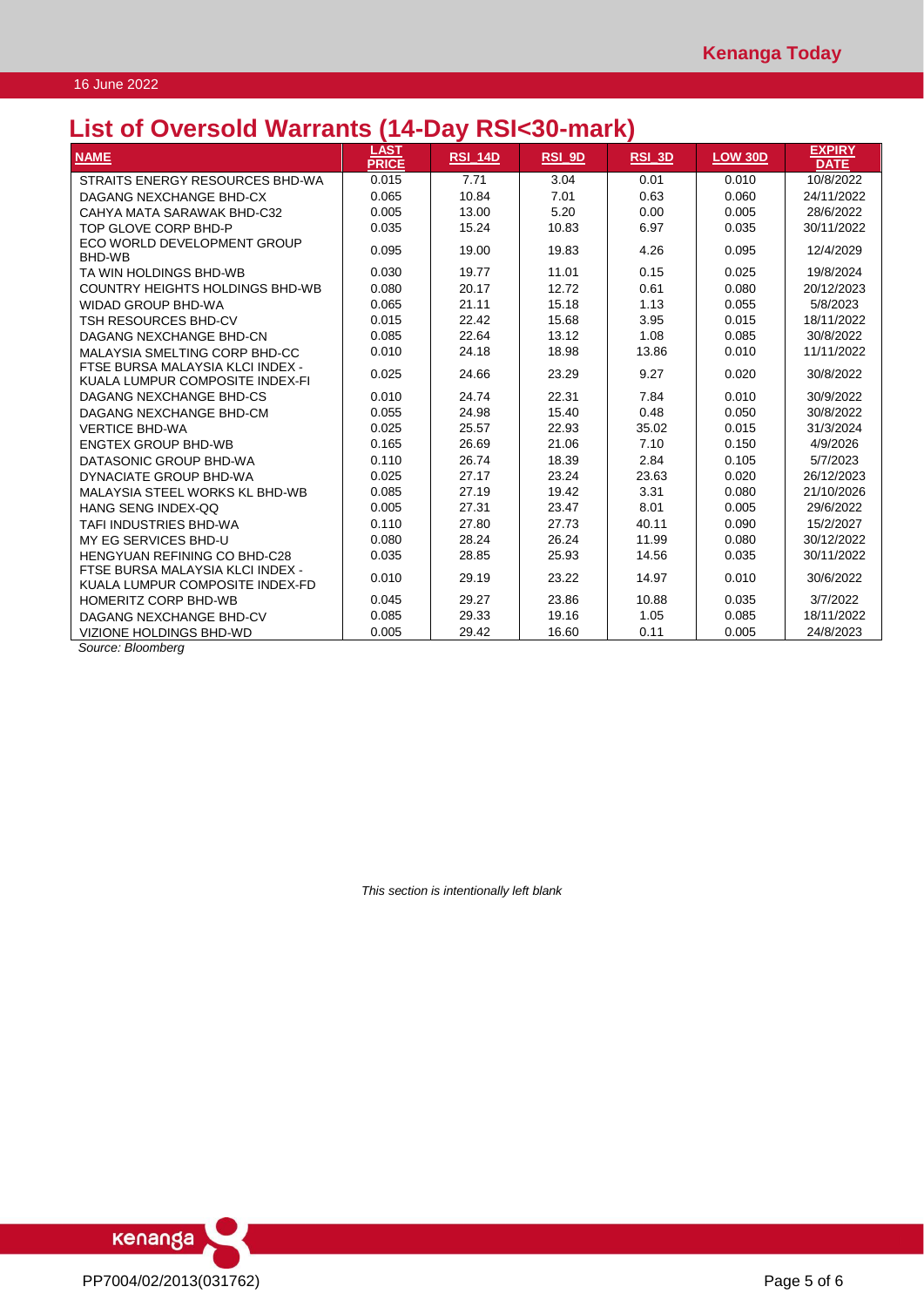# List of Oversold Warrants (14-Day RSI<30-mark)

| NAME | LAST PRICE | RSI_14D | RSI_9D | RSI_3D | LOW 30D | EXPIRY DATE |
|---|---|---|---|---|---|---|
| STRAITS ENERGY RESOURCES BHD-WA | 0.015 | 7.71 | 3.04 | 0.01 | 0.010 | 10/8/2022 |
| DAGANG NEXCHANGE BHD-CX | 0.065 | 10.84 | 7.01 | 0.63 | 0.060 | 24/11/2022 |
| CAHYA MATA SARAWAK BHD-C32 | 0.005 | 13.00 | 5.20 | 0.00 | 0.005 | 28/6/2022 |
| TOP GLOVE CORP BHD-P | 0.035 | 15.24 | 10.83 | 6.97 | 0.035 | 30/11/2022 |
| ECO WORLD DEVELOPMENT GROUP BHD-WB | 0.095 | 19.00 | 19.83 | 4.26 | 0.095 | 12/4/2029 |
| TA WIN HOLDINGS BHD-WB | 0.030 | 19.77 | 11.01 | 0.15 | 0.025 | 19/8/2024 |
| COUNTRY HEIGHTS HOLDINGS BHD-WB | 0.080 | 20.17 | 12.72 | 0.61 | 0.080 | 20/12/2023 |
| WIDAD GROUP BHD-WA | 0.065 | 21.11 | 15.18 | 1.13 | 0.055 | 5/8/2023 |
| TSH RESOURCES BHD-CV | 0.015 | 22.42 | 15.68 | 3.95 | 0.015 | 18/11/2022 |
| DAGANG NEXCHANGE BHD-CN | 0.085 | 22.64 | 13.12 | 1.08 | 0.085 | 30/8/2022 |
| MALAYSIA SMELTING CORP BHD-CC | 0.010 | 24.18 | 18.98 | 13.86 | 0.010 | 11/11/2022 |
| FTSE BURSA MALAYSIA KLCI INDEX - KUALA LUMPUR COMPOSITE INDEX-FI | 0.025 | 24.66 | 23.29 | 9.27 | 0.020 | 30/8/2022 |
| DAGANG NEXCHANGE BHD-CS | 0.010 | 24.74 | 22.31 | 7.84 | 0.010 | 30/9/2022 |
| DAGANG NEXCHANGE BHD-CM | 0.055 | 24.98 | 15.40 | 0.48 | 0.050 | 30/8/2022 |
| VERTICE BHD-WA | 0.025 | 25.57 | 22.93 | 35.02 | 0.015 | 31/3/2024 |
| ENGTEX GROUP BHD-WB | 0.165 | 26.69 | 21.06 | 7.10 | 0.150 | 4/9/2026 |
| DATASONIC GROUP BHD-WA | 0.110 | 26.74 | 18.39 | 2.84 | 0.105 | 5/7/2023 |
| DYNACIATE GROUP BHD-WA | 0.025 | 27.17 | 23.24 | 23.63 | 0.020 | 26/12/2023 |
| MALAYSIA STEEL WORKS KL BHD-WB | 0.085 | 27.19 | 19.42 | 3.31 | 0.080 | 21/10/2026 |
| HANG SENG INDEX-QQ | 0.005 | 27.31 | 23.47 | 8.01 | 0.005 | 29/6/2022 |
| TAFI INDUSTRIES BHD-WA | 0.110 | 27.80 | 27.73 | 40.11 | 0.090 | 15/2/2027 |
| MY EG SERVICES BHD-U | 0.080 | 28.24 | 26.24 | 11.99 | 0.080 | 30/12/2022 |
| HENGYUAN REFINING CO BHD-C28 | 0.035 | 28.85 | 25.93 | 14.56 | 0.035 | 30/11/2022 |
| FTSE BURSA MALAYSIA KLCI INDEX - KUALA LUMPUR COMPOSITE INDEX-FD | 0.010 | 29.19 | 23.22 | 14.97 | 0.010 | 30/6/2022 |
| HOMERITZ CORP BHD-WB | 0.045 | 29.27 | 23.86 | 10.88 | 0.035 | 3/7/2022 |
| DAGANG NEXCHANGE BHD-CV | 0.085 | 29.33 | 19.16 | 1.05 | 0.085 | 18/11/2022 |
| VIZIONE HOLDINGS BHD-WD | 0.005 | 29.42 | 16.60 | 0.11 | 0.005 | 24/8/2023 |

*Source: Bloomberg*

*This section is intentionally left blank*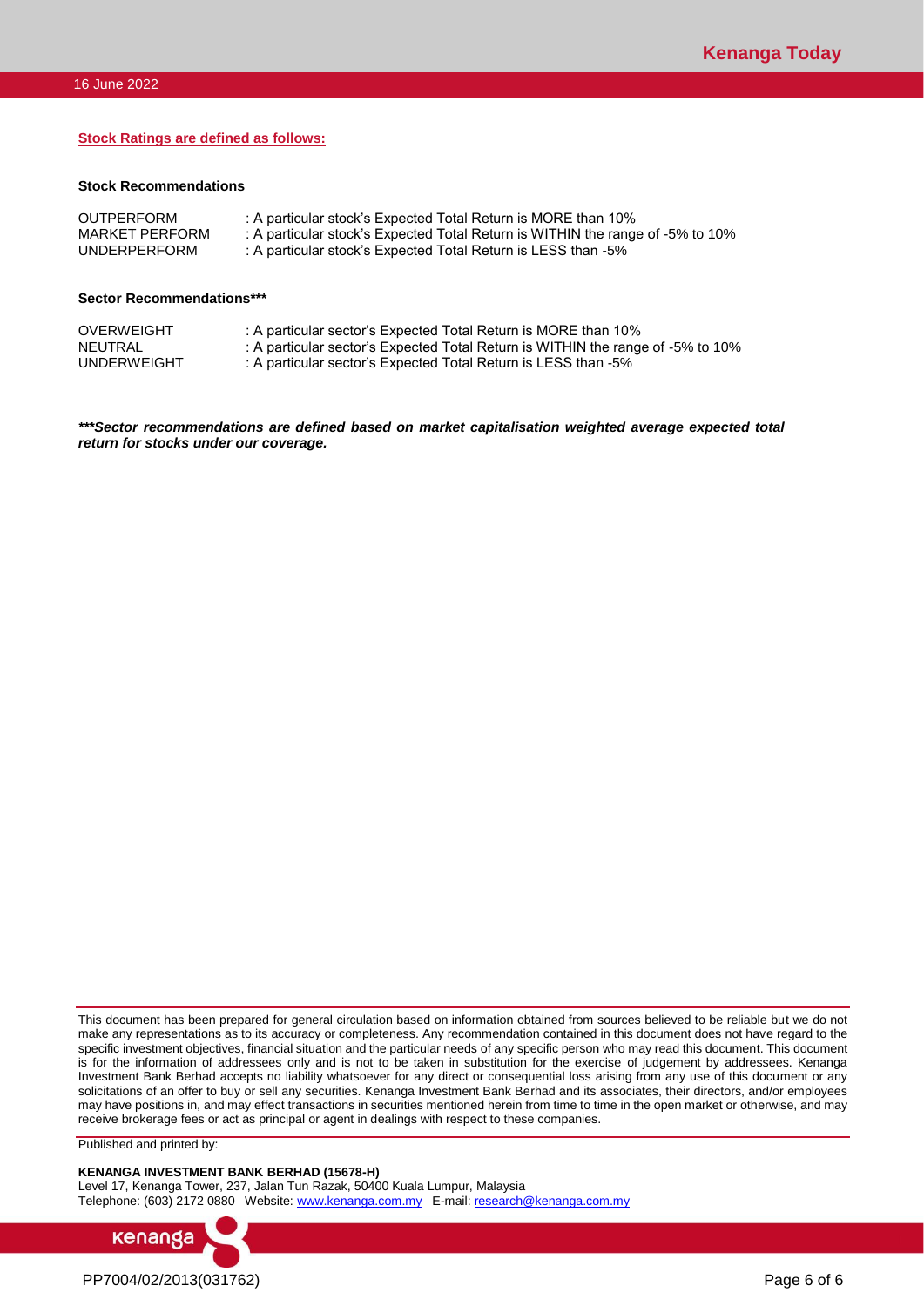**Stock Ratings are defined as follows:**

**Stock Recommendations**

| | |
|---|---|
| OUTPERFORM | : A particular stock's Expected Total Return is MORE than 10% |
| MARKET PERFORM | : A particular stock's Expected Total Return is WITHIN the range of -5% to 10% |
| UNDERPERFORM | : A particular stock's Expected Total Return is LESS than -5% |

**Sector Recommendations*****

| | |
|---|---|
| OVERWEIGHT | : A particular sector's Expected Total Return is MORE than 10% |
| NEUTRAL | : A particular sector's Expected Total Return is WITHIN the range of -5% to 10% |
| UNDERWEIGHT | : A particular sector's Expected Total Return is LESS than -5% |

***\*\*\*Sector recommendations are defined based on market capitalisation weighted average expected total return for stocks under our coverage.***

This document has been prepared for general circulation based on information obtained from sources believed to be reliable but we do not make any representations as to its accuracy or completeness. Any recommendation contained in this document does not have regard to the specific investment objectives, financial situation and the particular needs of any specific person who may read this document. This document is for the information of addressees only and is not to be taken in substitution for the exercise of judgement by addressees. Kenanga Investment Bank Berhad accepts no liability whatsoever for any direct or consequential loss arising from any use of this document or any solicitations of an offer to buy or sell any securities. Kenanga Investment Bank Berhad and its associates, their directors, and/or employees may have positions in, and may effect transactions in securities mentioned herein from time to time in the open market or otherwise, and may receive brokerage fees or act as principal or agent in dealings with respect to these companies.

Published and printed by:

**KENANGA INVESTMENT BANK BERHAD (15678-H)**
Level 17, Kenanga Tower, 237, Jalan Tun Razak, 50400 Kuala Lumpur, Malaysia
Telephone: (603) 2172 0880 Website: www.kenanga.com.my E-mail: research@kenanga.com.my

PP7004/02/2013(031762)